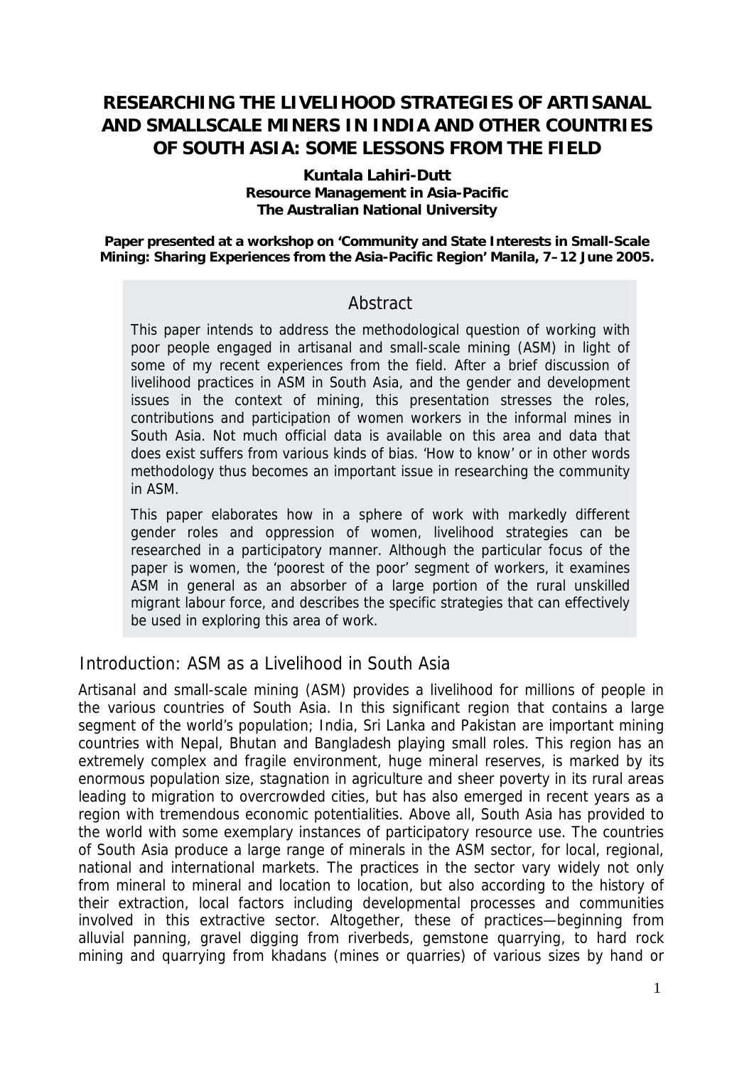# RESEARCHING THE LIVELIHOOD STRATEGIES OF ARTISANAL AND SMALLSCALE MINERS IN INDIA AND OTHER COUNTRIES OF SOUTH ASIA: SOME LESSONS FROM THE FIELD

**Kuntala Lahiri-Dutt**
**Resource Management in Asia-Pacific**
**The Australian National University**

**Paper presented at a workshop on 'Community and State Interests in Small-Scale Mining: Sharing Experiences from the Asia-Pacific Region' Manila, 7–12 June 2005.**

## Abstract

This paper intends to address the methodological question of working with poor people engaged in artisanal and small-scale mining (ASM) in light of some of my recent experiences from the field. After a brief discussion of livelihood practices in ASM in South Asia, and the gender and development issues in the context of mining, this presentation stresses the roles, contributions and participation of women workers in the informal mines in South Asia. Not much official data is available on this area and data that does exist suffers from various kinds of bias. 'How to know' or in other words methodology thus becomes an important issue in researching the community in ASM.

This paper elaborates how in a sphere of work with markedly different gender roles and oppression of women, livelihood strategies can be researched in a participatory manner. Although the particular focus of the paper is women, the 'poorest of the poor' segment of workers, it examines ASM in general as an absorber of a large portion of the rural unskilled migrant labour force, and describes the specific strategies that can effectively be used in exploring this area of work.

## Introduction: ASM as a Livelihood in South Asia

Artisanal and small-scale mining (ASM) provides a livelihood for millions of people in the various countries of South Asia. In this significant region that contains a large segment of the world's population; India, Sri Lanka and Pakistan are important mining countries with Nepal, Bhutan and Bangladesh playing small roles. This region has an extremely complex and fragile environment, huge mineral reserves, is marked by its enormous population size, stagnation in agriculture and sheer poverty in its rural areas leading to migration to overcrowded cities, but has also emerged in recent years as a region with tremendous economic potentialities. Above all, South Asia has provided to the world with some exemplary instances of participatory resource use. The countries of South Asia produce a large range of minerals in the ASM sector, for local, regional, national and international markets. The practices in the sector vary widely not only from mineral to mineral and location to location, but also according to the history of their extraction, local factors including developmental processes and communities involved in this extractive sector. Altogether, these of practices—beginning from alluvial panning, gravel digging from riverbeds, gemstone quarrying, to hard rock mining and quarrying from khadans (mines or quarries) of various sizes by hand or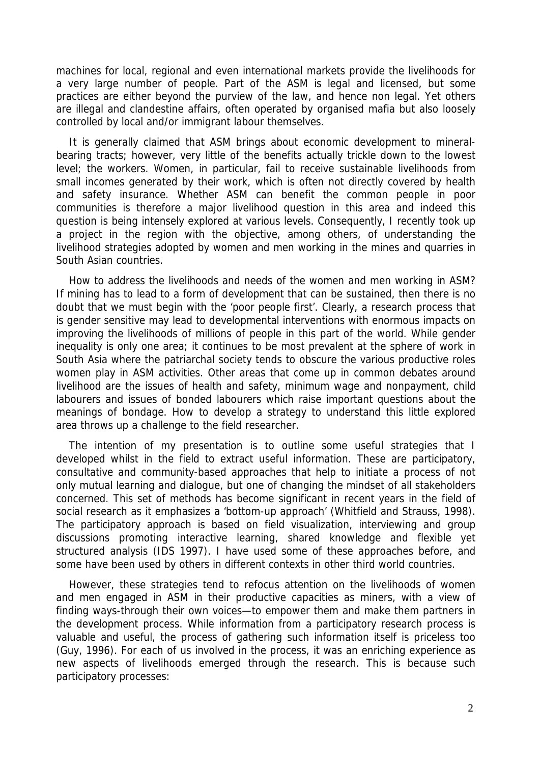machines for local, regional and even international markets provide the livelihoods for a very large number of people. Part of the ASM is legal and licensed, but some practices are either beyond the purview of the law, and hence non legal. Yet others are illegal and clandestine affairs, often operated by organised mafia but also loosely controlled by local and/or immigrant labour themselves.

It is generally claimed that ASM brings about economic development to mineral-bearing tracts; however, very little of the benefits actually trickle down to the lowest level; the workers. Women, in particular, fail to receive sustainable livelihoods from small incomes generated by their work, which is often not directly covered by health and safety insurance. Whether ASM can benefit the common people in poor communities is therefore a major livelihood question in this area and indeed this question is being intensely explored at various levels. Consequently, I recently took up a project in the region with the objective, among others, of understanding the livelihood strategies adopted by women and men working in the mines and quarries in South Asian countries.

How to address the livelihoods and needs of the women and men working in ASM? If mining has to lead to a form of development that can be sustained, then there is no doubt that we must begin with the 'poor people first'. Clearly, a research process that is gender sensitive may lead to developmental interventions with enormous impacts on improving the livelihoods of millions of people in this part of the world. While gender inequality is only one area; it continues to be most prevalent at the sphere of work in South Asia where the patriarchal society tends to obscure the various productive roles women play in ASM activities. Other areas that come up in common debates around livelihood are the issues of health and safety, minimum wage and nonpayment, child labourers and issues of bonded labourers which raise important questions about the meanings of bondage. How to develop a strategy to understand this little explored area throws up a challenge to the field researcher.

The intention of my presentation is to outline some useful strategies that I developed whilst in the field to extract useful information. These are participatory, consultative and community-based approaches that help to initiate a process of not only mutual learning and dialogue, but one of changing the mindset of all stakeholders concerned. This set of methods has become significant in recent years in the field of social research as it emphasizes a 'bottom-up approach' (Whitfield and Strauss, 1998). The participatory approach is based on field visualization, interviewing and group discussions promoting interactive learning, shared knowledge and flexible yet structured analysis (IDS 1997). I have used some of these approaches before, and some have been used by others in different contexts in other third world countries.

However, these strategies tend to refocus attention on the livelihoods of women and men engaged in ASM in their productive capacities as miners, with a view of finding ways-through their own voices—to empower them and make them partners in the development process. While information from a participatory research process is valuable and useful, the process of gathering such information itself is priceless too (Guy, 1996). For each of us involved in the process, it was an enriching experience as new aspects of livelihoods emerged through the research. This is because such participatory processes: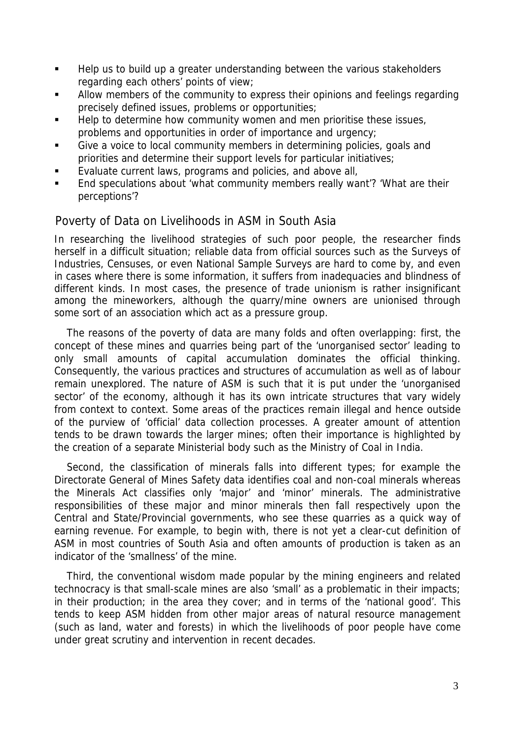- Help us to build up a greater understanding between the various stakeholders regarding each others' points of view;
- Allow members of the community to express their opinions and feelings regarding precisely defined issues, problems or opportunities;
- Help to determine how community women and men prioritise these issues, problems and opportunities in order of importance and urgency;
- Give a voice to local community members in determining policies, goals and priorities and determine their support levels for particular initiatives;
- Evaluate current laws, programs and policies, and above all,
- End speculations about 'what community members really want'? 'What are their perceptions'?

## Poverty of Data on Livelihoods in ASM in South Asia

In researching the livelihood strategies of such poor people, the researcher finds herself in a difficult situation; reliable data from official sources such as the Surveys of Industries, Censuses, or even National Sample Surveys are hard to come by, and even in cases where there is some information, it suffers from inadequacies and blindness of different kinds. In most cases, the presence of trade unionism is rather insignificant among the mineworkers, although the quarry/mine owners are unionised through some sort of an association which act as a pressure group.

The reasons of the poverty of data are many folds and often overlapping: first, the concept of these mines and quarries being part of the 'unorganised sector' leading to only small amounts of capital accumulation dominates the official thinking. Consequently, the various practices and structures of accumulation as well as of labour remain unexplored. The nature of ASM is such that it is put under the 'unorganised sector' of the economy, although it has its own intricate structures that vary widely from context to context. Some areas of the practices remain illegal and hence outside of the purview of 'official' data collection processes. A greater amount of attention tends to be drawn towards the larger mines; often their importance is highlighted by the creation of a separate Ministerial body such as the Ministry of Coal in India.

Second, the classification of minerals falls into different types; for example the Directorate General of Mines Safety data identifies coal and non-coal minerals whereas the Minerals Act classifies only 'major' and 'minor' minerals. The administrative responsibilities of these major and minor minerals then fall respectively upon the Central and State/Provincial governments, who see these quarries as a quick way of earning revenue. For example, to begin with, there is not yet a clear-cut definition of ASM in most countries of South Asia and often amounts of production is taken as an indicator of the 'smallness' of the mine.

Third, the conventional wisdom made popular by the mining engineers and related technocracy is that small-scale mines are also 'small' as a problematic in their impacts; in their production; in the area they cover; and in terms of the 'national good'. This tends to keep ASM hidden from other major areas of natural resource management (such as land, water and forests) in which the livelihoods of poor people have come under great scrutiny and intervention in recent decades.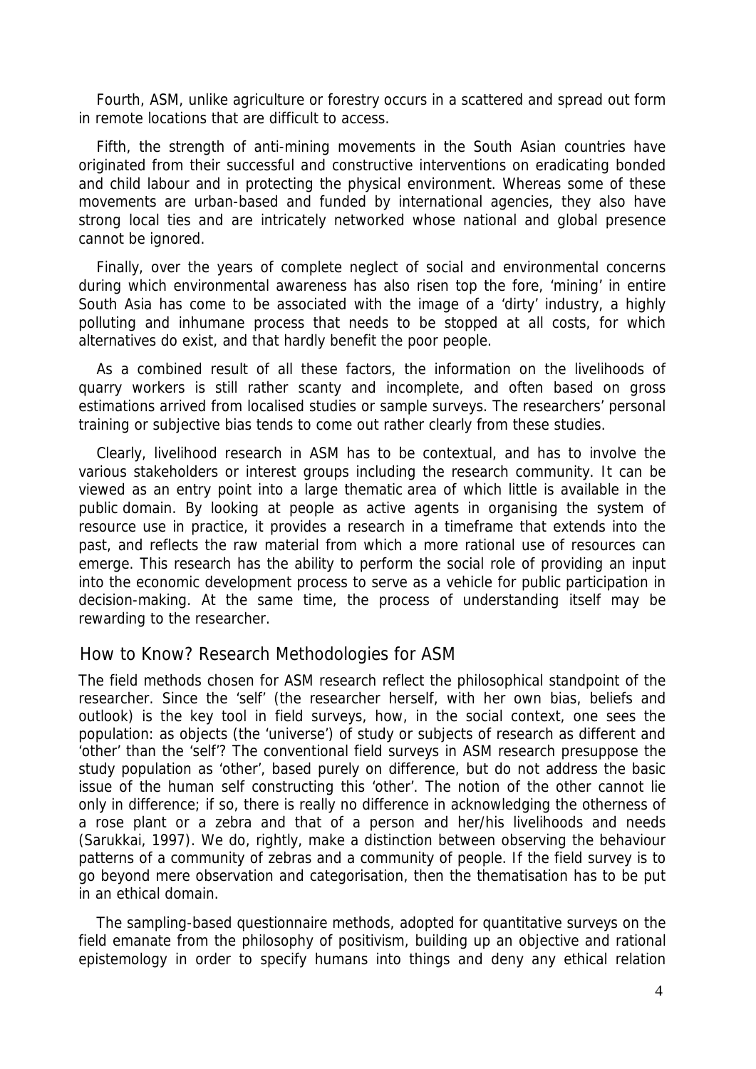Fourth, ASM, unlike agriculture or forestry occurs in a scattered and spread out form in remote locations that are difficult to access.

Fifth, the strength of anti-mining movements in the South Asian countries have originated from their successful and constructive interventions on eradicating bonded and child labour and in protecting the physical environment. Whereas some of these movements are urban-based and funded by international agencies, they also have strong local ties and are intricately networked whose national and global presence cannot be ignored.

Finally, over the years of complete neglect of social and environmental concerns during which environmental awareness has also risen top the fore, 'mining' in entire South Asia has come to be associated with the image of a 'dirty' industry, a highly polluting and inhumane process that needs to be stopped at all costs, for which alternatives do exist, and that hardly benefit the poor people.

As a combined result of all these factors, the information on the livelihoods of quarry workers is still rather scanty and incomplete, and often based on gross estimations arrived from localised studies or sample surveys. The researchers' personal training or subjective bias tends to come out rather clearly from these studies.

Clearly, livelihood research in ASM has to be contextual, and has to involve the various stakeholders or interest groups including the research community. It can be viewed as an entry point into a large thematic area of which little is available in the public domain. By looking at people as active agents in organising the system of resource use in practice, it provides a research in a timeframe that extends into the past, and reflects the raw material from which a more rational use of resources can emerge. This research has the ability to perform the social role of providing an input into the economic development process to serve as a vehicle for public participation in decision-making. At the same time, the process of understanding itself may be rewarding to the researcher.

## How to Know? Research Methodologies for ASM

The field methods chosen for ASM research reflect the philosophical standpoint of the researcher. Since the 'self' (the researcher herself, with her own bias, beliefs and outlook) is the key tool in field surveys, how, in the social context, one sees the population: as objects (the 'universe') of study or subjects of research as different and 'other' than the 'self'? The conventional field surveys in ASM research presuppose the study population as 'other', based purely on difference, but do not address the basic issue of the human self constructing this 'other'. The notion of the other cannot lie only in difference; if so, there is really no difference in acknowledging the otherness of a rose plant or a zebra and that of a person and her/his livelihoods and needs (Sarukkai, 1997). We do, rightly, make a distinction between observing the behaviour patterns of a community of zebras and a community of people. If the field survey is to go beyond mere observation and categorisation, then the thematisation has to be put in an ethical domain.

The sampling-based questionnaire methods, adopted for quantitative surveys on the field emanate from the philosophy of positivism, building up an objective and rational epistemology in order to specify humans into things and deny any ethical relation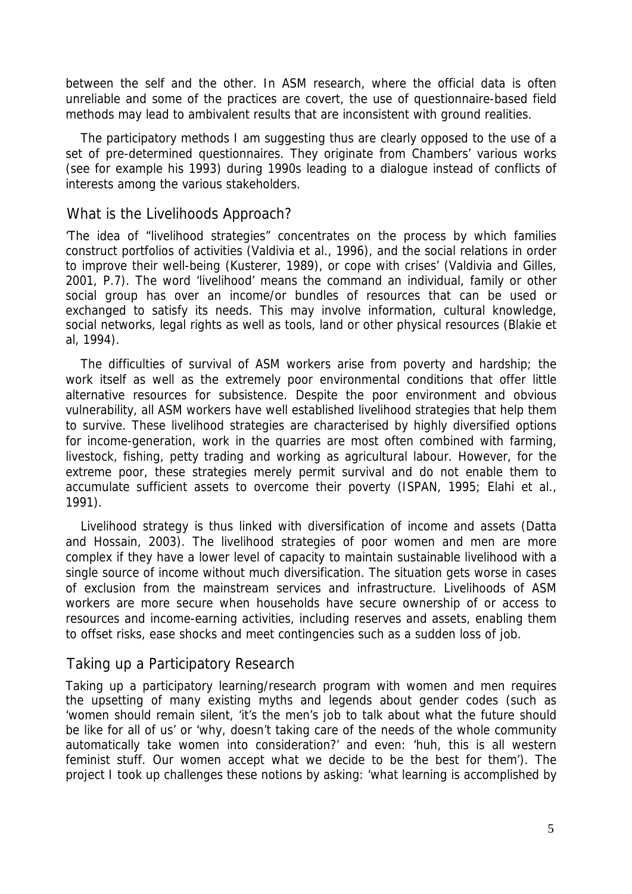between the self and the other. In ASM research, where the official data is often unreliable and some of the practices are covert, the use of questionnaire-based field methods may lead to ambivalent results that are inconsistent with ground realities.

The participatory methods I am suggesting thus are clearly opposed to the use of a set of pre-determined questionnaires. They originate from Chambers' various works (see for example his 1993) during 1990s leading to a dialogue instead of conflicts of interests among the various stakeholders.

## What is the Livelihoods Approach?

'The idea of "livelihood strategies" concentrates on the process by which families construct portfolios of activities (Valdivia et al., 1996), and the social relations in order to improve their well-being (Kusterer, 1989), or cope with crises' (Valdivia and Gilles, 2001, P.7). The word 'livelihood' means the command an individual, family or other social group has over an income/or bundles of resources that can be used or exchanged to satisfy its needs. This may involve information, cultural knowledge, social networks, legal rights as well as tools, land or other physical resources (Blakie et al, 1994).

The difficulties of survival of ASM workers arise from poverty and hardship; the work itself as well as the extremely poor environmental conditions that offer little alternative resources for subsistence. Despite the poor environment and obvious vulnerability, all ASM workers have well established livelihood strategies that help them to survive. These livelihood strategies are characterised by highly diversified options for income-generation, work in the quarries are most often combined with farming, livestock, fishing, petty trading and working as agricultural labour. However, for the extreme poor, these strategies merely permit survival and do not enable them to accumulate sufficient assets to overcome their poverty (ISPAN, 1995; Elahi et al., 1991).

Livelihood strategy is thus linked with diversification of income and assets (Datta and Hossain, 2003). The livelihood strategies of poor women and men are more complex if they have a lower level of capacity to maintain sustainable livelihood with a single source of income without much diversification. The situation gets worse in cases of exclusion from the mainstream services and infrastructure. Livelihoods of ASM workers are more secure when households have secure ownership of or access to resources and income-earning activities, including reserves and assets, enabling them to offset risks, ease shocks and meet contingencies such as a sudden loss of job.

## Taking up a Participatory Research

Taking up a participatory learning/research program with women and men requires the upsetting of many existing myths and legends about gender codes (such as 'women should remain silent, 'it's the men's job to talk about what the future should be like for all of us' or 'why, doesn't taking care of the needs of the whole community automatically take women into consideration?' and even: 'huh, this is all western feminist stuff. Our women accept what we decide to be the best for them'). The project I took up challenges these notions by asking: 'what learning is accomplished by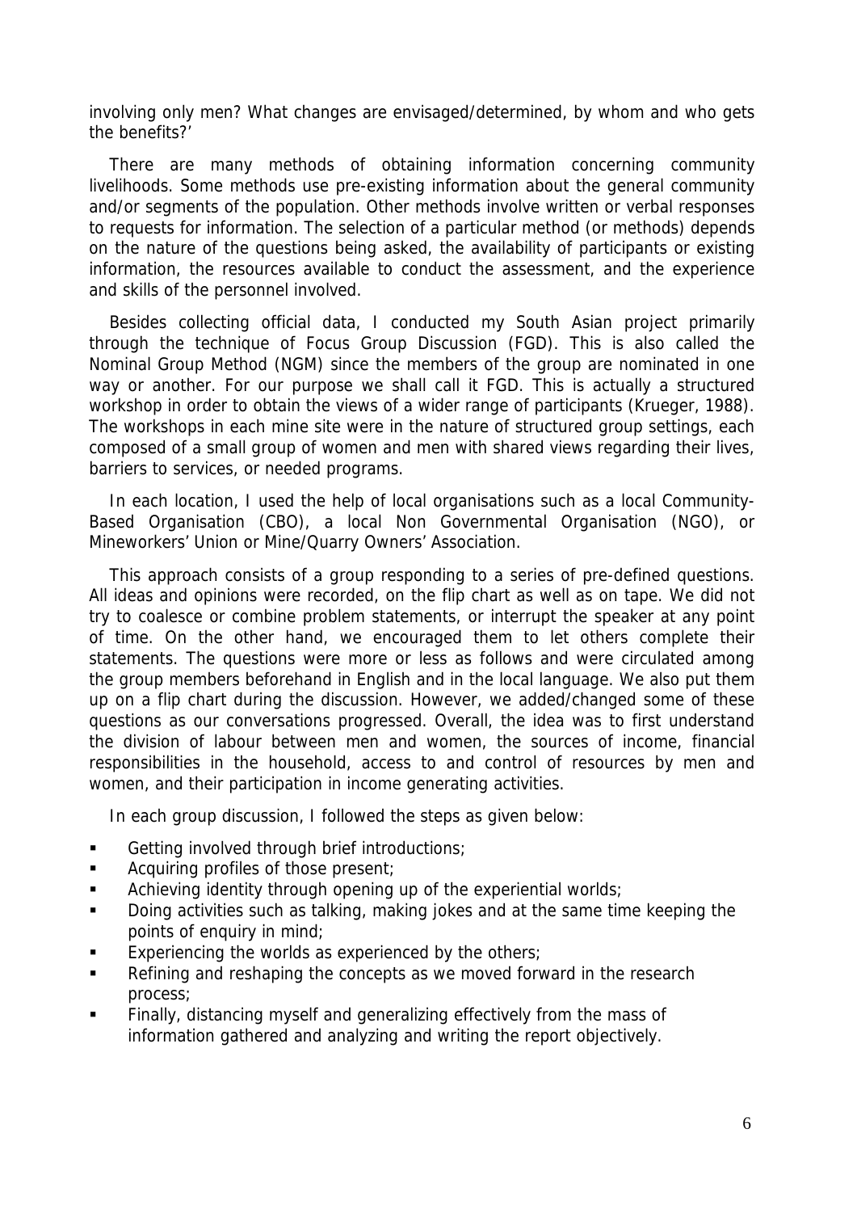involving only men? What changes are envisaged/determined, by whom and who gets the benefits?'

There are many methods of obtaining information concerning community livelihoods. Some methods use pre-existing information about the general community and/or segments of the population. Other methods involve written or verbal responses to requests for information. The selection of a particular method (or methods) depends on the nature of the questions being asked, the availability of participants or existing information, the resources available to conduct the assessment, and the experience and skills of the personnel involved.

Besides collecting official data, I conducted my South Asian project primarily through the technique of Focus Group Discussion (FGD). This is also called the Nominal Group Method (NGM) since the members of the group are nominated in one way or another. For our purpose we shall call it FGD. This is actually a structured workshop in order to obtain the views of a wider range of participants (Krueger, 1988). The workshops in each mine site were in the nature of structured group settings, each composed of a small group of women and men with shared views regarding their lives, barriers to services, or needed programs.

In each location, I used the help of local organisations such as a local Community-Based Organisation (CBO), a local Non Governmental Organisation (NGO), or Mineworkers' Union or Mine/Quarry Owners' Association.

This approach consists of a group responding to a series of pre-defined questions. All ideas and opinions were recorded, on the flip chart as well as on tape. We did not try to coalesce or combine problem statements, or interrupt the speaker at any point of time. On the other hand, we encouraged them to let others complete their statements. The questions were more or less as follows and were circulated among the group members beforehand in English and in the local language. We also put them up on a flip chart during the discussion. However, we added/changed some of these questions as our conversations progressed. Overall, the idea was to first understand the division of labour between men and women, the sources of income, financial responsibilities in the household, access to and control of resources by men and women, and their participation in income generating activities.

In each group discussion, I followed the steps as given below:

- Getting involved through brief introductions;
- Acquiring profiles of those present;
- Achieving identity through opening up of the experiential worlds;
- Doing activities such as talking, making jokes and at the same time keeping the points of enquiry in mind;
- Experiencing the worlds as experienced by the others;
- Refining and reshaping the concepts as we moved forward in the research process;
- Finally, distancing myself and generalizing effectively from the mass of information gathered and analyzing and writing the report objectively.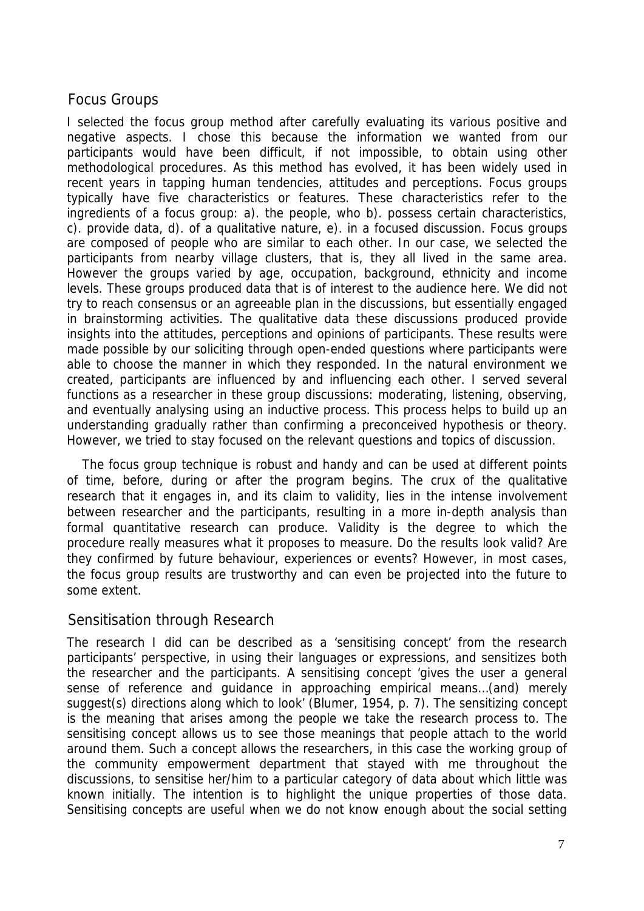## Focus Groups

I selected the focus group method after carefully evaluating its various positive and negative aspects. I chose this because the information we wanted from our participants would have been difficult, if not impossible, to obtain using other methodological procedures. As this method has evolved, it has been widely used in recent years in tapping human tendencies, attitudes and perceptions. Focus groups typically have five characteristics or features. These characteristics refer to the ingredients of a focus group: a). the people, who b). possess certain characteristics, c). provide data, d). of a qualitative nature, e). in a focused discussion. Focus groups are composed of people who are similar to each other. In our case, we selected the participants from nearby village clusters, that is, they all lived in the same area. However the groups varied by age, occupation, background, ethnicity and income levels. These groups produced data that is of interest to the audience here. We did not try to reach consensus or an agreeable plan in the discussions, but essentially engaged in brainstorming activities. The qualitative data these discussions produced provide insights into the attitudes, perceptions and opinions of participants. These results were made possible by our soliciting through open-ended questions where participants were able to choose the manner in which they responded. In the natural environment we created, participants are influenced by and influencing each other. I served several functions as a researcher in these group discussions: moderating, listening, observing, and eventually analysing using an inductive process. This process helps to build up an understanding gradually rather than confirming a preconceived hypothesis or theory. However, we tried to stay focused on the relevant questions and topics of discussion.

The focus group technique is robust and handy and can be used at different points of time, before, during or after the program begins. The crux of the qualitative research that it engages in, and its claim to validity, lies in the intense involvement between researcher and the participants, resulting in a more in-depth analysis than formal quantitative research can produce. Validity is the degree to which the procedure really measures what it proposes to measure. Do the results look valid? Are they confirmed by future behaviour, experiences or events? However, in most cases, the focus group results are trustworthy and can even be projected into the future to some extent.

## Sensitisation through Research

The research I did can be described as a 'sensitising concept' from the research participants' perspective, in using their languages or expressions, and sensitizes both the researcher and the participants. A sensitising concept 'gives the user a general sense of reference and guidance in approaching empirical means…(and) merely suggest(s) directions along which to look' (Blumer, 1954, p. 7). The sensitizing concept is the meaning that arises among the people we take the research process to. The sensitising concept allows us to see those meanings that people attach to the world around them. Such a concept allows the researchers, in this case the working group of the community empowerment department that stayed with me throughout the discussions, to sensitise her/him to a particular category of data about which little was known initially. The intention is to highlight the unique properties of those data. Sensitising concepts are useful when we do not know enough about the social setting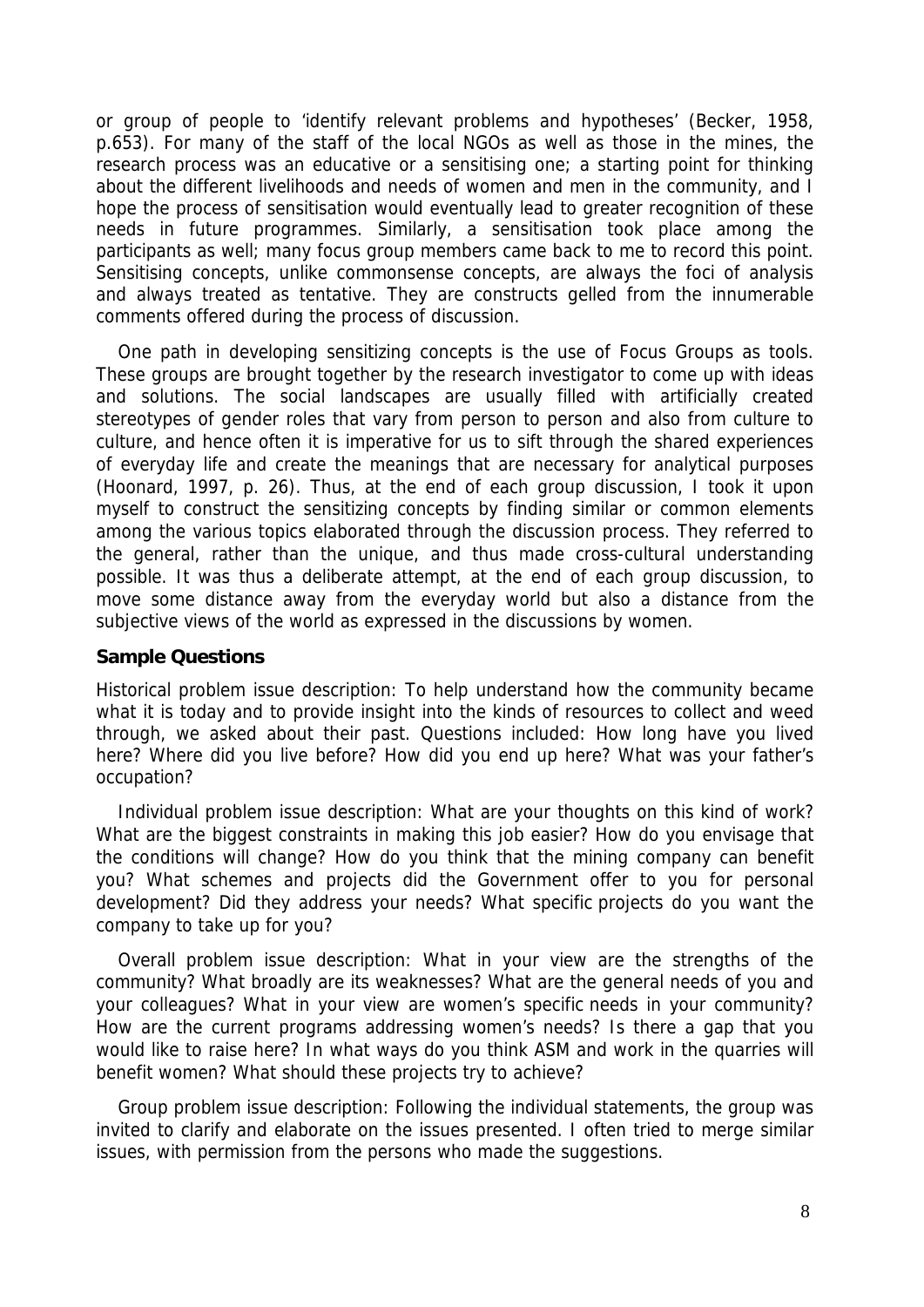or group of people to 'identify relevant problems and hypotheses' (Becker, 1958, p.653). For many of the staff of the local NGOs as well as those in the mines, the research process was an educative or a sensitising one; a starting point for thinking about the different livelihoods and needs of women and men in the community, and I hope the process of sensitisation would eventually lead to greater recognition of these needs in future programmes. Similarly, a sensitisation took place among the participants as well; many focus group members came back to me to record this point. Sensitising concepts, unlike commonsense concepts, are always the foci of analysis and always treated as tentative. They are constructs gelled from the innumerable comments offered during the process of discussion.

One path in developing sensitizing concepts is the use of Focus Groups as tools. These groups are brought together by the research investigator to come up with ideas and solutions. The social landscapes are usually filled with artificially created stereotypes of gender roles that vary from person to person and also from culture to culture, and hence often it is imperative for us to sift through the shared experiences of everyday life and create the meanings that are necessary for analytical purposes (Hoonard, 1997, p. 26). Thus, at the end of each group discussion, I took it upon myself to construct the sensitizing concepts by finding similar or common elements among the various topics elaborated through the discussion process. They referred to the general, rather than the unique, and thus made cross-cultural understanding possible. It was thus a deliberate attempt, at the end of each group discussion, to move some distance away from the everyday world but also a distance from the subjective views of the world as expressed in the discussions by women.

### Sample Questions

Historical problem issue description: To help understand how the community became what it is today and to provide insight into the kinds of resources to collect and weed through, we asked about their past. Questions included: How long have you lived here? Where did you live before? How did you end up here? What was your father's occupation?

Individual problem issue description: What are your thoughts on this kind of work? What are the biggest constraints in making this job easier? How do you envisage that the conditions will change? How do you think that the mining company can benefit you? What schemes and projects did the Government offer to you for personal development? Did they address your needs? What specific projects do you want the company to take up for you?

Overall problem issue description: What in your view are the strengths of the community? What broadly are its weaknesses? What are the general needs of you and your colleagues? What in your view are women's specific needs in your community? How are the current programs addressing women's needs? Is there a gap that you would like to raise here? In what ways do you think ASM and work in the quarries will benefit women? What should these projects try to achieve?

Group problem issue description: Following the individual statements, the group was invited to clarify and elaborate on the issues presented. I often tried to merge similar issues, with permission from the persons who made the suggestions.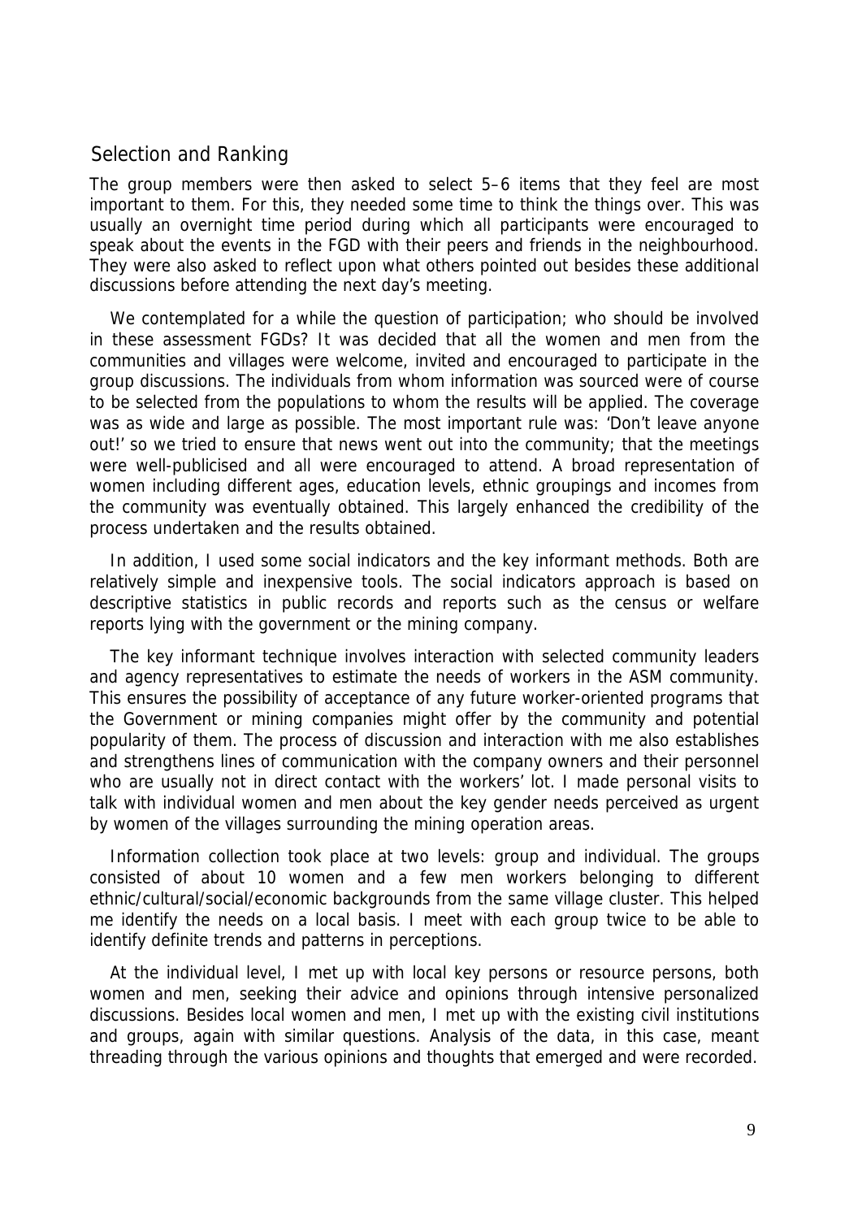## Selection and Ranking

The group members were then asked to select 5–6 items that they feel are most important to them. For this, they needed some time to think the things over. This was usually an overnight time period during which all participants were encouraged to speak about the events in the FGD with their peers and friends in the neighbourhood. They were also asked to reflect upon what others pointed out besides these additional discussions before attending the next day's meeting.

We contemplated for a while the question of participation; who should be involved in these assessment FGDs? It was decided that all the women and men from the communities and villages were welcome, invited and encouraged to participate in the group discussions. The individuals from whom information was sourced were of course to be selected from the populations to whom the results will be applied. The coverage was as wide and large as possible. The most important rule was: 'Don't leave anyone out!' so we tried to ensure that news went out into the community; that the meetings were well-publicised and all were encouraged to attend. A broad representation of women including different ages, education levels, ethnic groupings and incomes from the community was eventually obtained. This largely enhanced the credibility of the process undertaken and the results obtained.

In addition, I used some social indicators and the key informant methods. Both are relatively simple and inexpensive tools. The social indicators approach is based on descriptive statistics in public records and reports such as the census or welfare reports lying with the government or the mining company.

The key informant technique involves interaction with selected community leaders and agency representatives to estimate the needs of workers in the ASM community. This ensures the possibility of acceptance of any future worker-oriented programs that the Government or mining companies might offer by the community and potential popularity of them. The process of discussion and interaction with me also establishes and strengthens lines of communication with the company owners and their personnel who are usually not in direct contact with the workers' lot. I made personal visits to talk with individual women and men about the key gender needs perceived as urgent by women of the villages surrounding the mining operation areas.

Information collection took place at two levels: group and individual. The groups consisted of about 10 women and a few men workers belonging to different ethnic/cultural/social/economic backgrounds from the same village cluster. This helped me identify the needs on a local basis. I meet with each group twice to be able to identify definite trends and patterns in perceptions.

At the individual level, I met up with local key persons or resource persons, both women and men, seeking their advice and opinions through intensive personalized discussions. Besides local women and men, I met up with the existing civil institutions and groups, again with similar questions. Analysis of the data, in this case, meant threading through the various opinions and thoughts that emerged and were recorded.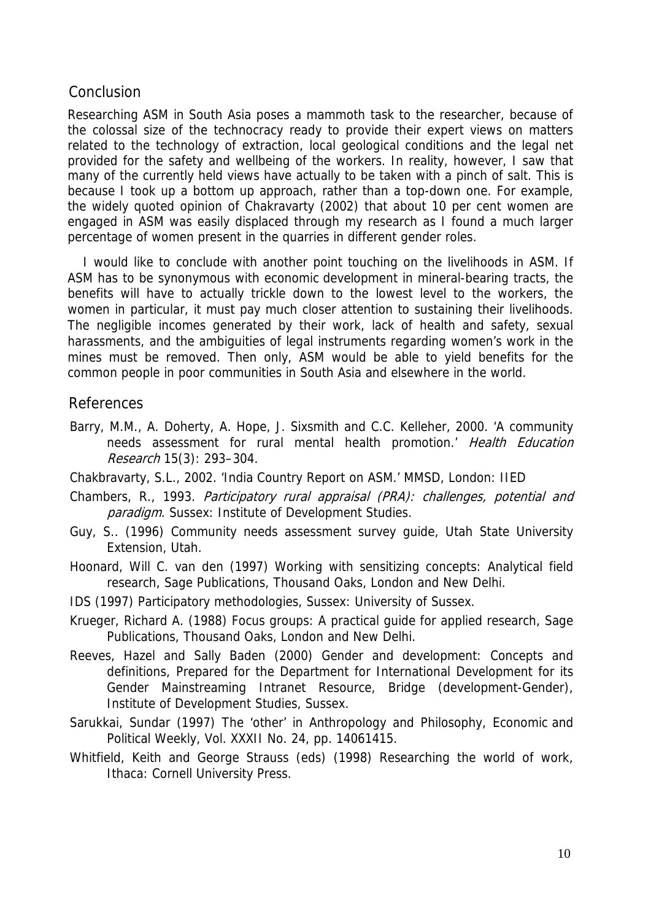## Conclusion

Researching ASM in South Asia poses a mammoth task to the researcher, because of the colossal size of the technocracy ready to provide their expert views on matters related to the technology of extraction, local geological conditions and the legal net provided for the safety and wellbeing of the workers. In reality, however, I saw that many of the currently held views have actually to be taken with a pinch of salt. This is because I took up a bottom up approach, rather than a top-down one. For example, the widely quoted opinion of Chakravarty (2002) that about 10 per cent women are engaged in ASM was easily displaced through my research as I found a much larger percentage of women present in the quarries in different gender roles.

I would like to conclude with another point touching on the livelihoods in ASM. If ASM has to be synonymous with economic development in mineral-bearing tracts, the benefits will have to actually trickle down to the lowest level to the workers, the women in particular, it must pay much closer attention to sustaining their livelihoods. The negligible incomes generated by their work, lack of health and safety, sexual harassments, and the ambiguities of legal instruments regarding women's work in the mines must be removed. Then only, ASM would be able to yield benefits for the common people in poor communities in South Asia and elsewhere in the world.

## References

Barry, M.M., A. Doherty, A. Hope, J. Sixsmith and C.C. Kelleher, 2000. 'A community needs assessment for rural mental health promotion.' *Health Education Research* 15(3): 293–304.

Chakbravarty, S.L., 2002. 'India Country Report on ASM.' MMSD, London: IIED

Chambers, R., 1993. *Participatory rural appraisal (PRA): challenges, potential and paradigm*. Sussex: Institute of Development Studies.

Guy, S.. (1996) Community needs assessment survey guide, Utah State University Extension, Utah.

Hoonard, Will C. van den (1997) Working with sensitizing concepts: Analytical field research, Sage Publications, Thousand Oaks, London and New Delhi.

IDS (1997) Participatory methodologies, Sussex: University of Sussex.

Krueger, Richard A. (1988) Focus groups: A practical guide for applied research, Sage Publications, Thousand Oaks, London and New Delhi.

Reeves, Hazel and Sally Baden (2000) Gender and development: Concepts and definitions, Prepared for the Department for International Development for its Gender Mainstreaming Intranet Resource, Bridge (development-Gender), Institute of Development Studies, Sussex.

Sarukkai, Sundar (1997) The 'other' in Anthropology and Philosophy, Economic and Political Weekly, Vol. XXXII No. 24, pp. 14061415.

Whitfield, Keith and George Strauss (eds) (1998) Researching the world of work, Ithaca: Cornell University Press.